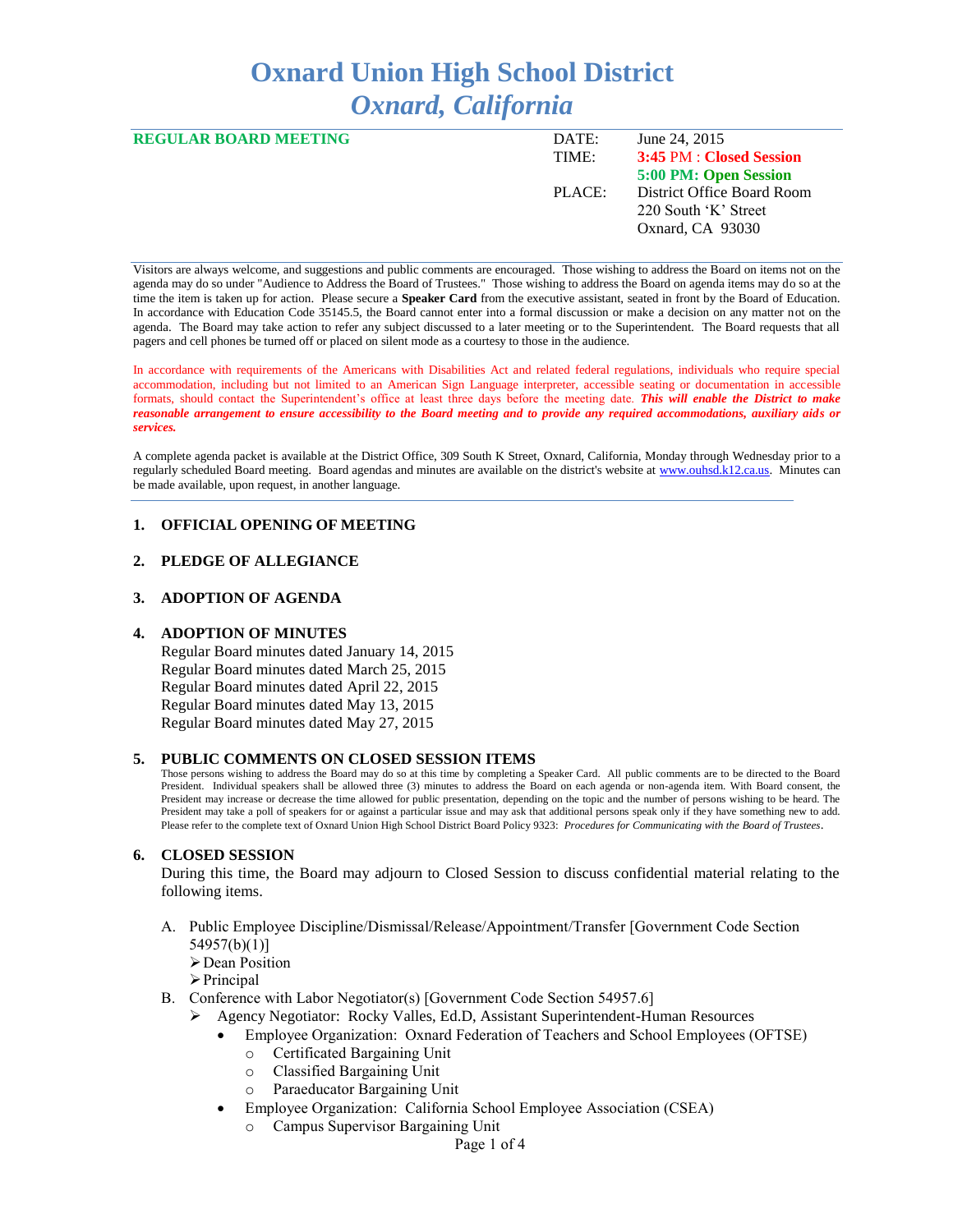# Oxnard Union High School District
## *Oxnard, California*

**REGULAR BOARD MEETING**

| | |
|---|---|
| DATE: | June 24, 2015 |
| TIME: | **3:45 PM : Closed Session** |
| | **5:00 PM: Open Session** |
| PLACE: | District Office Board Room |
| | 220 South 'K' Street |
| | Oxnard, CA 93030 |

Visitors are always welcome, and suggestions and public comments are encouraged. Those wishing to address the Board on items not on the agenda may do so under "Audience to Address the Board of Trustees." Those wishing to address the Board on agenda items may do so at the time the item is taken up for action. Please secure a **Speaker Card** from the executive assistant, seated in front by the Board of Education. In accordance with Education Code 35145.5, the Board cannot enter into a formal discussion or make a decision on any matter not on the agenda. The Board may take action to refer any subject discussed to a later meeting or to the Superintendent. The Board requests that all pagers and cell phones be turned off or placed on silent mode as a courtesy to those in the audience.

In accordance with requirements of the Americans with Disabilities Act and related federal regulations, individuals who require special accommodation, including but not limited to an American Sign Language interpreter, accessible seating or documentation in accessible formats, should contact the Superintendent's office at least three days before the meeting date. ***This will enable the District to make reasonable arrangement to ensure accessibility to the Board meeting and to provide any required accommodations, auxiliary aids or services.***

A complete agenda packet is available at the District Office, 309 South K Street, Oxnard, California, Monday through Wednesday prior to a regularly scheduled Board meeting. Board agendas and minutes are available on the district's website at www.ouhsd.k12.ca.us. Minutes can be made available, upon request, in another language.

### 1. OFFICIAL OPENING OF MEETING

### 2. PLEDGE OF ALLEGIANCE

### 3. ADOPTION OF AGENDA

### 4. ADOPTION OF MINUTES

Regular Board minutes dated January 14, 2015
Regular Board minutes dated March 25, 2015
Regular Board minutes dated April 22, 2015
Regular Board minutes dated May 13, 2015
Regular Board minutes dated May 27, 2015

### 5. PUBLIC COMMENTS ON CLOSED SESSION ITEMS

Those persons wishing to address the Board may do so at this time by completing a Speaker Card. All public comments are to be directed to the Board President. Individual speakers shall be allowed three (3) minutes to address the Board on each agenda or non-agenda item. With Board consent, the President may increase or decrease the time allowed for public presentation, depending on the topic and the number of persons wishing to be heard. The President may take a poll of speakers for or against a particular issue and may ask that additional persons speak only if they have something new to add. Please refer to the complete text of Oxnard Union High School District Board Policy 9323: *Procedures for Communicating with the Board of Trustees*.

### 6. CLOSED SESSION

During this time, the Board may adjourn to Closed Session to discuss confidential material relating to the following items.

A. Public Employee Discipline/Dismissal/Release/Appointment/Transfer [Government Code Section 54957(b)(1)]
   - Dean Position
   - Principal

B. Conference with Labor Negotiator(s) [Government Code Section 54957.6]
   - Agency Negotiator: Rocky Valles, Ed.D, Assistant Superintendent-Human Resources
     - Employee Organization: Oxnard Federation of Teachers and School Employees (OFTSE)
       - Certificated Bargaining Unit
       - Classified Bargaining Unit
       - Paraeducator Bargaining Unit
     - Employee Organization: California School Employee Association (CSEA)
       - Campus Supervisor Bargaining Unit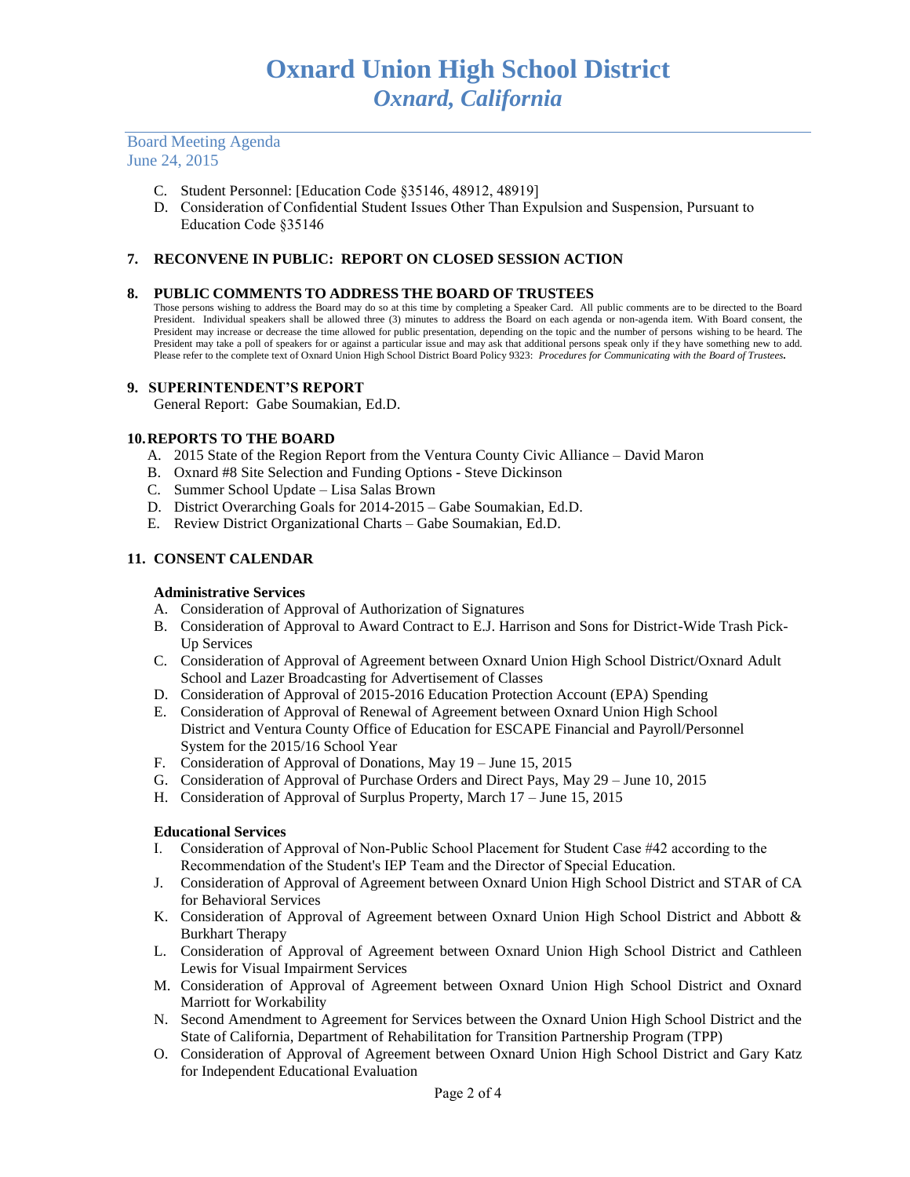C. Student Personnel: [Education Code §35146, 48912, 48919]
D. Consideration of Confidential Student Issues Other Than Expulsion and Suspension, Pursuant to Education Code §35146

## 7. RECONVENE IN PUBLIC: REPORT ON CLOSED SESSION ACTION

## 8. PUBLIC COMMENTS TO ADDRESS THE BOARD OF TRUSTEES

Those persons wishing to address the Board may do so at this time by completing a Speaker Card. All public comments are to be directed to the Board President. Individual speakers shall be allowed three (3) minutes to address the Board on each agenda or non-agenda item. With Board consent, the President may increase or decrease the time allowed for public presentation, depending on the topic and the number of persons wishing to be heard. The President may take a poll of speakers for or against a particular issue and may ask that additional persons speak only if they have something new to add. Please refer to the complete text of Oxnard Union High School District Board Policy 9323: *Procedures for Communicating with the Board of Trustees***.**

## 9. SUPERINTENDENT'S REPORT

General Report: Gabe Soumakian, Ed.D.

## 10. REPORTS TO THE BOARD

A. 2015 State of the Region Report from the Ventura County Civic Alliance – David Maron
B. Oxnard #8 Site Selection and Funding Options - Steve Dickinson
C. Summer School Update – Lisa Salas Brown
D. District Overarching Goals for 2014-2015 – Gabe Soumakian, Ed.D.
E. Review District Organizational Charts – Gabe Soumakian, Ed.D.

## 11. CONSENT CALENDAR

### Administrative Services

A. Consideration of Approval of Authorization of Signatures
B. Consideration of Approval to Award Contract to E.J. Harrison and Sons for District-Wide Trash Pick-Up Services
C. Consideration of Approval of Agreement between Oxnard Union High School District/Oxnard Adult School and Lazer Broadcasting for Advertisement of Classes
D. Consideration of Approval of 2015-2016 Education Protection Account (EPA) Spending
E. Consideration of Approval of Renewal of Agreement between Oxnard Union High School District and Ventura County Office of Education for ESCAPE Financial and Payroll/Personnel System for the 2015/16 School Year
F. Consideration of Approval of Donations, May 19 – June 15, 2015
G. Consideration of Approval of Purchase Orders and Direct Pays, May 29 – June 10, 2015
H. Consideration of Approval of Surplus Property, March 17 – June 15, 2015

### Educational Services

I. Consideration of Approval of Non-Public School Placement for Student Case #42 according to the Recommendation of the Student's IEP Team and the Director of Special Education.
J. Consideration of Approval of Agreement between Oxnard Union High School District and STAR of CA for Behavioral Services
K. Consideration of Approval of Agreement between Oxnard Union High School District and Abbott & Burkhart Therapy
L. Consideration of Approval of Agreement between Oxnard Union High School District and Cathleen Lewis for Visual Impairment Services
M. Consideration of Approval of Agreement between Oxnard Union High School District and Oxnard Marriott for Workability
N. Second Amendment to Agreement for Services between the Oxnard Union High School District and the State of California, Department of Rehabilitation for Transition Partnership Program (TPP)
O. Consideration of Approval of Agreement between Oxnard Union High School District and Gary Katz for Independent Educational Evaluation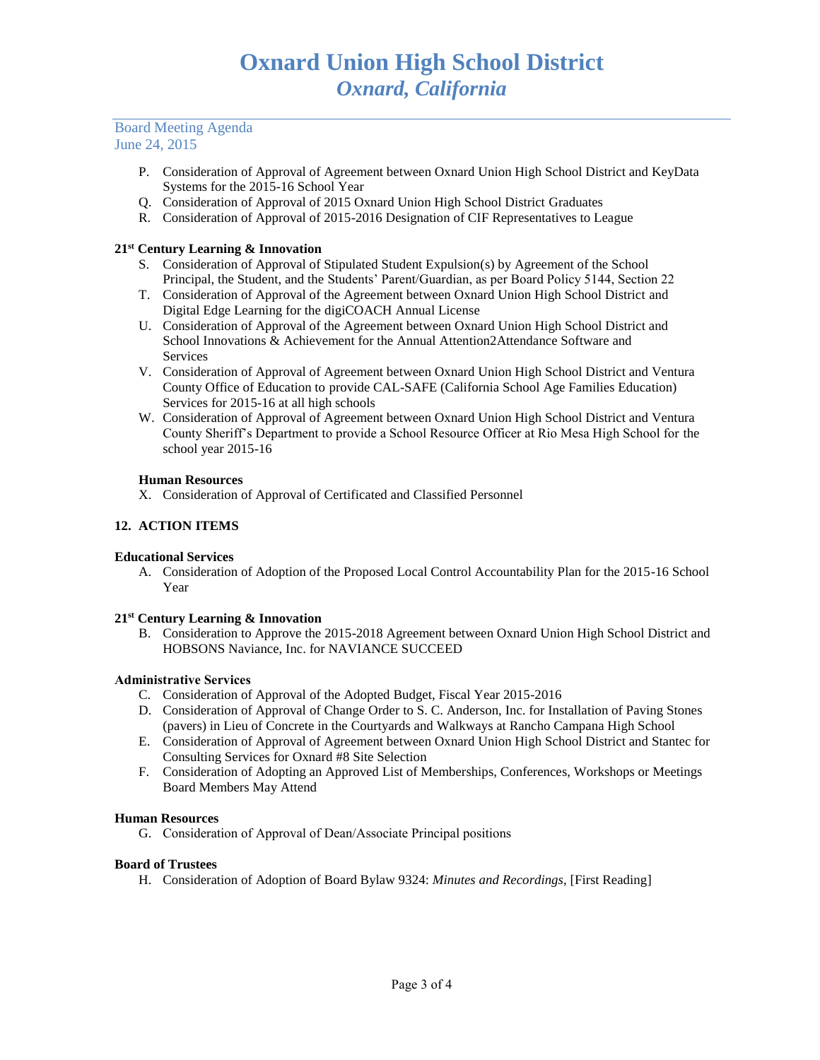P. Consideration of Approval of Agreement between Oxnard Union High School District and KeyData Systems for the 2015-16 School Year
Q. Consideration of Approval of 2015 Oxnard Union High School District Graduates
R. Consideration of Approval of 2015-2016 Designation of CIF Representatives to League

**21st Century Learning & Innovation**

S. Consideration of Approval of Stipulated Student Expulsion(s) by Agreement of the School Principal, the Student, and the Students' Parent/Guardian, as per Board Policy 5144, Section 22
T. Consideration of Approval of the Agreement between Oxnard Union High School District and Digital Edge Learning for the digiCOACH Annual License
U. Consideration of Approval of the Agreement between Oxnard Union High School District and School Innovations & Achievement for the Annual Attention2Attendance Software and Services
V. Consideration of Approval of Agreement between Oxnard Union High School District and Ventura County Office of Education to provide CAL-SAFE (California School Age Families Education) Services for 2015-16 at all high schools
W. Consideration of Approval of Agreement between Oxnard Union High School District and Ventura County Sheriff's Department to provide a School Resource Officer at Rio Mesa High School for the school year 2015-16

**Human Resources**

X. Consideration of Approval of Certificated and Classified Personnel

## 12. ACTION ITEMS

**Educational Services**

A. Consideration of Adoption of the Proposed Local Control Accountability Plan for the 2015-16 School Year

**21st Century Learning & Innovation**

B. Consideration to Approve the 2015-2018 Agreement between Oxnard Union High School District and HOBSONS Naviance, Inc. for NAVIANCE SUCCEED

**Administrative Services**

C. Consideration of Approval of the Adopted Budget, Fiscal Year 2015-2016
D. Consideration of Approval of Change Order to S. C. Anderson, Inc. for Installation of Paving Stones (pavers) in Lieu of Concrete in the Courtyards and Walkways at Rancho Campana High School
E. Consideration of Approval of Agreement between Oxnard Union High School District and Stantec for Consulting Services for Oxnard #8 Site Selection
F. Consideration of Adopting an Approved List of Memberships, Conferences, Workshops or Meetings Board Members May Attend

**Human Resources**

G. Consideration of Approval of Dean/Associate Principal positions

**Board of Trustees**

H. Consideration of Adoption of Board Bylaw 9324: *Minutes and Recordings*, [First Reading]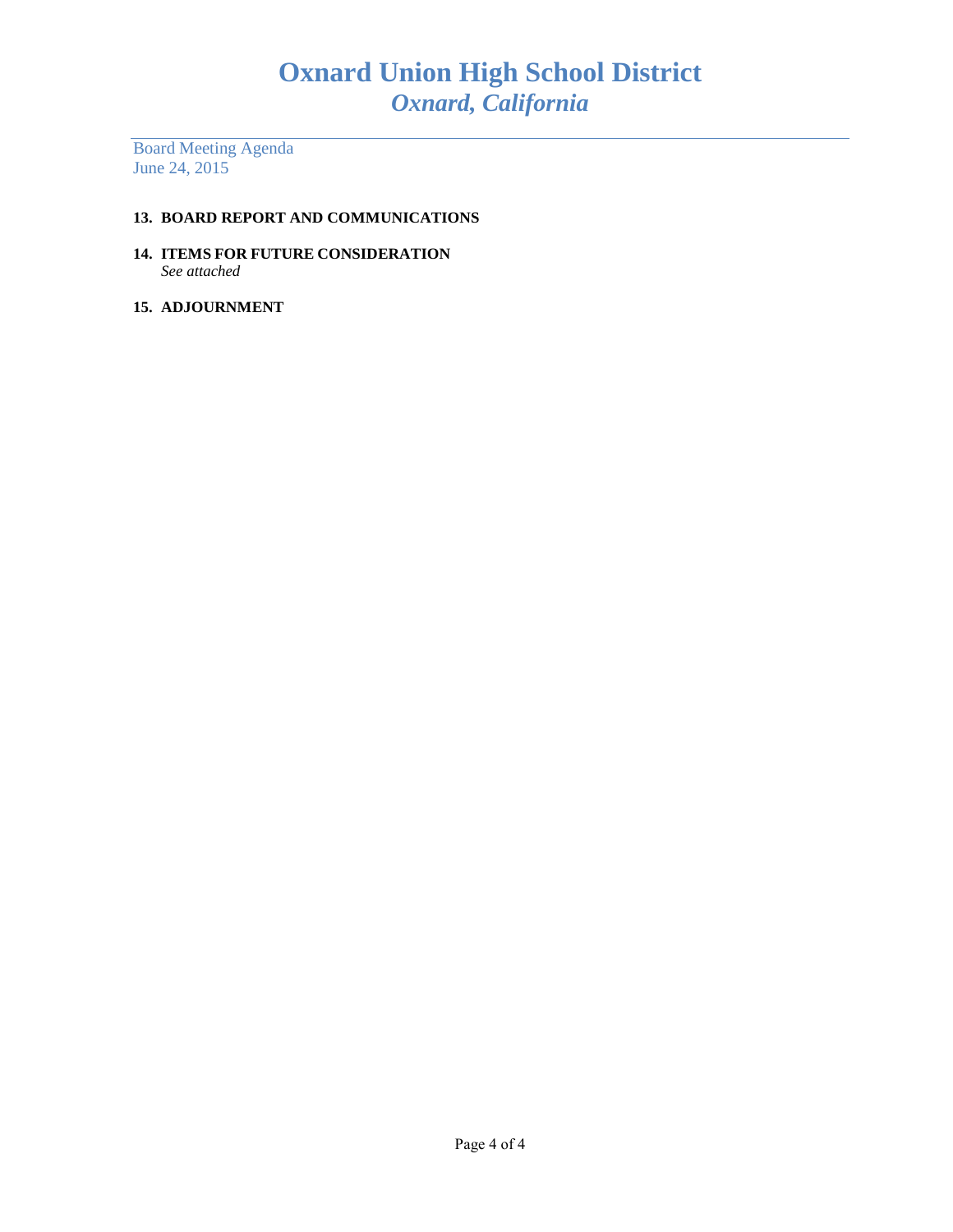**13. BOARD REPORT AND COMMUNICATIONS**

**14. ITEMS FOR FUTURE CONSIDERATION**
*See attached*

**15. ADJOURNMENT**